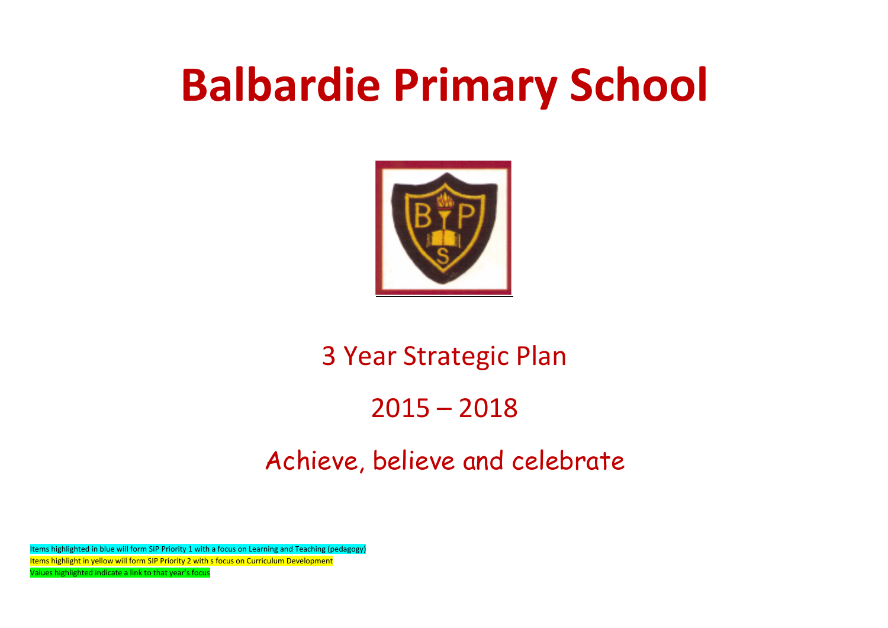# Balbardie Primary School

3 Year Strategic Plan

2015 – 2018

Achieve, believe and celebrate

Items highlighted in blue will form SIP Priority 1 with a focus on Learning and Teaching (pedagogy)

Items highlight in yellow will form SIP Priority 2 with s focus on Curriculum Development

Values highlighted indicate a link to that year's focus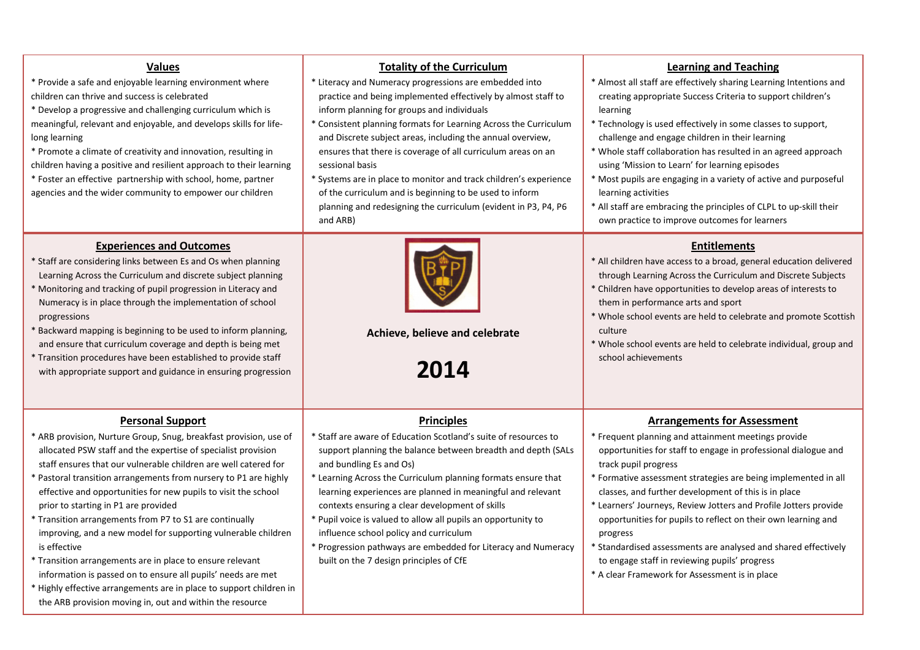## Values

* Provide a safe and enjoyable learning environment where children can thrive and success is celebrated
* Develop a progressive and challenging curriculum which is meaningful, relevant and enjoyable, and develops skills for life-long learning
* Promote a climate of creativity and innovation, resulting in children having a positive and resilient approach to their learning
* Foster an effective partnership with school, home, partner agencies and the wider community to empower our children

## Totality of the Curriculum

* Literacy and Numeracy progressions are embedded into practice and being implemented effectively by almost staff to inform planning for groups and individuals
* Consistent planning formats for Learning Across the Curriculum and Discrete subject areas, including the annual overview, ensures that there is coverage of all curriculum areas on an sessional basis
* Systems are in place to monitor and track children's experience of the curriculum and is beginning to be used to inform planning and redesigning the curriculum (evident in P3, P4, P6 and ARB)

## Learning and Teaching

* Almost all staff are effectively sharing Learning Intentions and creating appropriate Success Criteria to support children's learning
* Technology is used effectively in some classes to support, challenge and engage children in their learning
* Whole staff collaboration has resulted in an agreed approach using 'Mission to Learn' for learning episodes
* Most pupils are engaging in a variety of active and purposeful learning activities
* All staff are embracing the principles of CLPL to up-skill their own practice to improve outcomes for learners

## Experiences and Outcomes

* Staff are considering links between Es and Os when planning Learning Across the Curriculum and discrete subject planning
* Monitoring and tracking of pupil progression in Literacy and Numeracy is in place through the implementation of school progressions
* Backward mapping is beginning to be used to inform planning, and ensure that curriculum coverage and depth is being met
* Transition procedures have been established to provide staff with appropriate support and guidance in ensuring progression

**Achieve, believe and celebrate**

# 2014

## Entitlements

* All children have access to a broad, general education delivered through Learning Across the Curriculum and Discrete Subjects
* Children have opportunities to develop areas of interests to them in performance arts and sport
* Whole school events are held to celebrate and promote Scottish culture
* Whole school events are held to celebrate individual, group and school achievements

## Personal Support

* ARB provision, Nurture Group, Snug, breakfast provision, use of allocated PSW staff and the expertise of specialist provision staff ensures that our vulnerable children are well catered for
* Pastoral transition arrangements from nursery to P1 are highly effective and opportunities for new pupils to visit the school prior to starting in P1 are provided
* Transition arrangements from P7 to S1 are continually improving, and a new model for supporting vulnerable children is effective
* Transition arrangements are in place to ensure relevant information is passed on to ensure all pupils' needs are met
* Highly effective arrangements are in place to support children in the ARB provision moving in, out and within the resource

## Principles

* Staff are aware of Education Scotland's suite of resources to support planning the balance between breadth and depth (SALs and bundling Es and Os)
* Learning Across the Curriculum planning formats ensure that learning experiences are planned in meaningful and relevant contexts ensuring a clear development of skills
* Pupil voice is valued to allow all pupils an opportunity to influence school policy and curriculum
* Progression pathways are embedded for Literacy and Numeracy built on the 7 design principles of CfE

## Arrangements for Assessment

* Frequent planning and attainment meetings provide opportunities for staff to engage in professional dialogue and track pupil progress
* Formative assessment strategies are being implemented in all classes, and further development of this is in place
* Learners' Journeys, Review Jotters and Profile Jotters provide opportunities for pupils to reflect on their own learning and progress
* Standardised assessments are analysed and shared effectively to engage staff in reviewing pupils' progress
* A clear Framework for Assessment is in place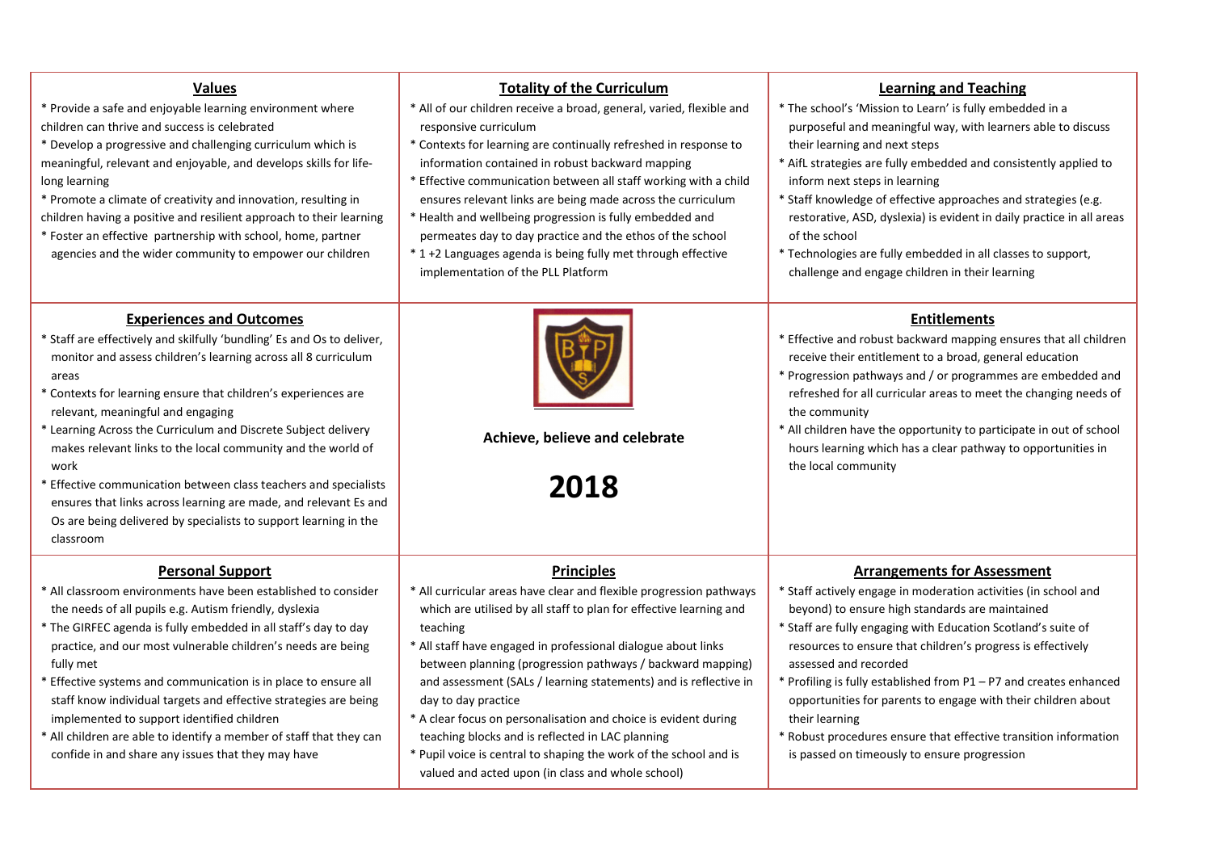## Values

* Provide a safe and enjoyable learning environment where children can thrive and success is celebrated
* Develop a progressive and challenging curriculum which is meaningful, relevant and enjoyable, and develops skills for life-long learning
* Promote a climate of creativity and innovation, resulting in children having a positive and resilient approach to their learning
* Foster an effective partnership with school, home, partner agencies and the wider community to empower our children

## Totality of the Curriculum

* All of our children receive a broad, general, varied, flexible and responsive curriculum
* Contexts for learning are continually refreshed in response to information contained in robust backward mapping
* Effective communication between all staff working with a child ensures relevant links are being made across the curriculum
* Health and wellbeing progression is fully embedded and permeates day to day practice and the ethos of the school
* 1 +2 Languages agenda is being fully met through effective implementation of the PLL Platform

## Learning and Teaching

* The school's 'Mission to Learn' is fully embedded in a purposeful and meaningful way, with learners able to discuss their learning and next steps
* AifL strategies are fully embedded and consistently applied to inform next steps in learning
* Staff knowledge of effective approaches and strategies (e.g. restorative, ASD, dyslexia) is evident in daily practice in all areas of the school
* Technologies are fully embedded in all classes to support, challenge and engage children in their learning

## Experiences and Outcomes

* Staff are effectively and skilfully 'bundling' Es and Os to deliver, monitor and assess children's learning across all 8 curriculum areas
* Contexts for learning ensure that children's experiences are relevant, meaningful and engaging
* Learning Across the Curriculum and Discrete Subject delivery makes relevant links to the local community and the world of work
* Effective communication between class teachers and specialists ensures that links across learning are made, and relevant Es and Os are being delivered by specialists to support learning in the classroom

**Achieve, believe and celebrate**

**2018**

## Entitlements

* Effective and robust backward mapping ensures that all children receive their entitlement to a broad, general education
* Progression pathways and / or programmes are embedded and refreshed for all curricular areas to meet the changing needs of the community
* All children have the opportunity to participate in out of school hours learning which has a clear pathway to opportunities in the local community

## Personal Support

* All classroom environments have been established to consider the needs of all pupils e.g. Autism friendly, dyslexia
* The GIRFEC agenda is fully embedded in all staff's day to day practice, and our most vulnerable children's needs are being fully met
* Effective systems and communication is in place to ensure all staff know individual targets and effective strategies are being implemented to support identified children
* All children are able to identify a member of staff that they can confide in and share any issues that they may have

## Principles

* All curricular areas have clear and flexible progression pathways which are utilised by all staff to plan for effective learning and teaching
* All staff have engaged in professional dialogue about links between planning (progression pathways / backward mapping) and assessment (SALs / learning statements) and is reflective in day to day practice
* A clear focus on personalisation and choice is evident during teaching blocks and is reflected in LAC planning
* Pupil voice is central to shaping the work of the school and is valued and acted upon (in class and whole school)

## Arrangements for Assessment

* Staff actively engage in moderation activities (in school and beyond) to ensure high standards are maintained
* Staff are fully engaging with Education Scotland's suite of resources to ensure that children's progress is effectively assessed and recorded
* Profiling is fully established from P1 – P7 and creates enhanced opportunities for parents to engage with their children about their learning
* Robust procedures ensure that effective transition information is passed on timeously to ensure progression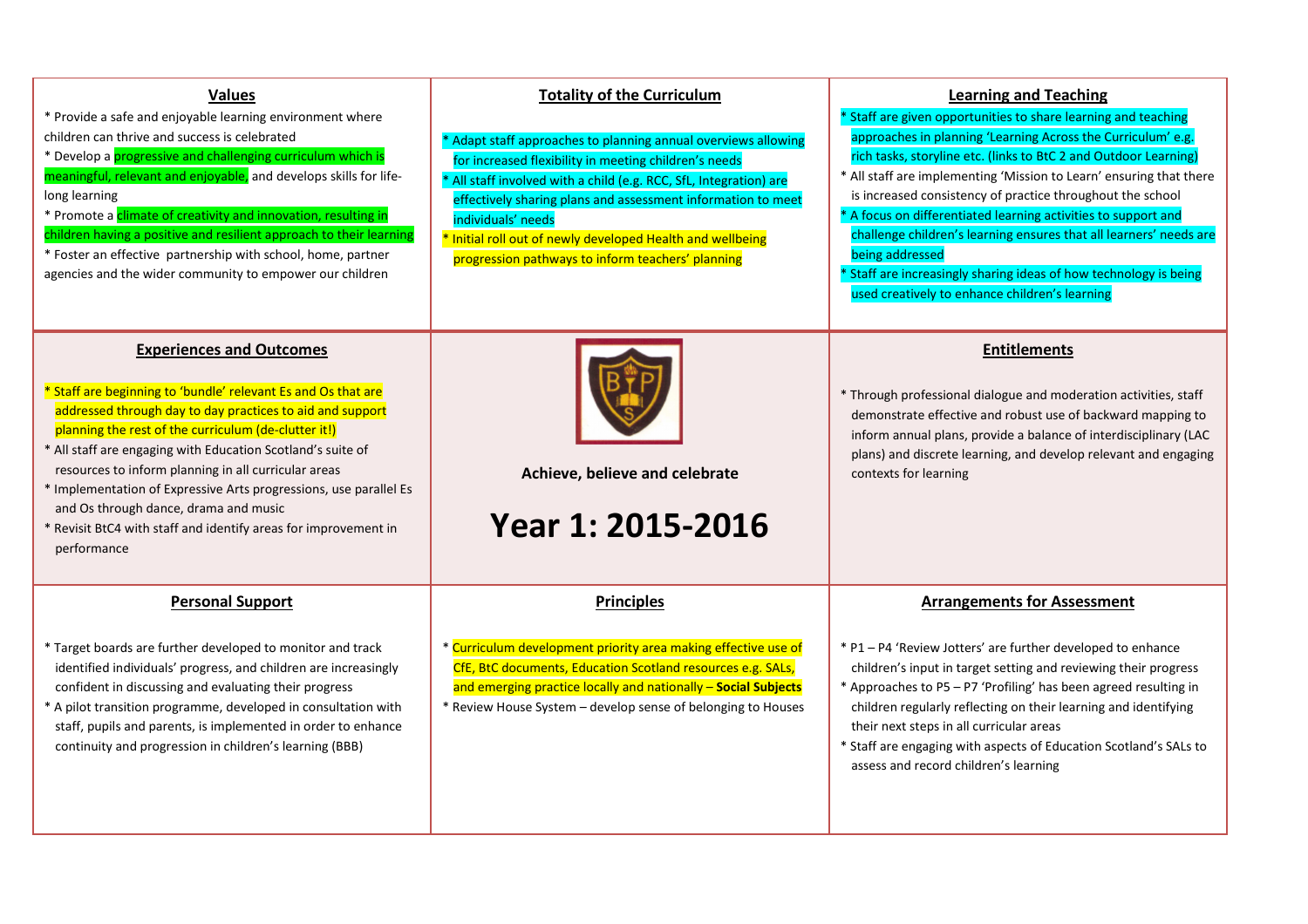## Values

* Provide a safe and enjoyable learning environment where children can thrive and success is celebrated
* Develop a progressive and challenging curriculum which is meaningful, relevant and enjoyable, and develops skills for life-long learning
* Promote a climate of creativity and innovation, resulting in children having a positive and resilient approach to their learning
* Foster an effective partnership with school, home, partner agencies and the wider community to empower our children

## Totality of the Curriculum

* Adapt staff approaches to planning annual overviews allowing for increased flexibility in meeting children's needs
* All staff involved with a child (e.g. RCC, SfL, Integration) are effectively sharing plans and assessment information to meet individuals' needs
* Initial roll out of newly developed Health and wellbeing progression pathways to inform teachers' planning

## Learning and Teaching

* Staff are given opportunities to share learning and teaching approaches in planning 'Learning Across the Curriculum' e.g. rich tasks, storyline etc. (links to BtC 2 and Outdoor Learning)
* All staff are implementing 'Mission to Learn' ensuring that there is increased consistency of practice throughout the school
* A focus on differentiated learning activities to support and challenge children's learning ensures that all learners' needs are being addressed
* Staff are increasingly sharing ideas of how technology is being used creatively to enhance children's learning

## Experiences and Outcomes

* Staff are beginning to 'bundle' relevant Es and Os that are addressed through day to day practices to aid and support planning the rest of the curriculum (de-clutter it!)
* All staff are engaging with Education Scotland's suite of resources to inform planning in all curricular areas
* Implementation of Expressive Arts progressions, use parallel Es and Os through dance, drama and music
* Revisit BtC4 with staff and identify areas for improvement in performance

**Achieve, believe and celebrate**

# Year 1: 2015-2016

## Entitlements

* Through professional dialogue and moderation activities, staff demonstrate effective and robust use of backward mapping to inform annual plans, provide a balance of interdisciplinary (LAC plans) and discrete learning, and develop relevant and engaging contexts for learning

## Personal Support

* Target boards are further developed to monitor and track identified individuals' progress, and children are increasingly confident in discussing and evaluating their progress
* A pilot transition programme, developed in consultation with staff, pupils and parents, is implemented in order to enhance continuity and progression in children's learning (BBB)

## Principles

* Curriculum development priority area making effective use of CfE, BtC documents, Education Scotland resources e.g. SALs, and emerging practice locally and nationally – **Social Subjects**
* Review House System – develop sense of belonging to Houses

## Arrangements for Assessment

* P1 – P4 'Review Jotters' are further developed to enhance children's input in target setting and reviewing their progress
* Approaches to P5 – P7 'Profiling' has been agreed resulting in children regularly reflecting on their learning and identifying their next steps in all curricular areas
* Staff are engaging with aspects of Education Scotland's SALs to assess and record children's learning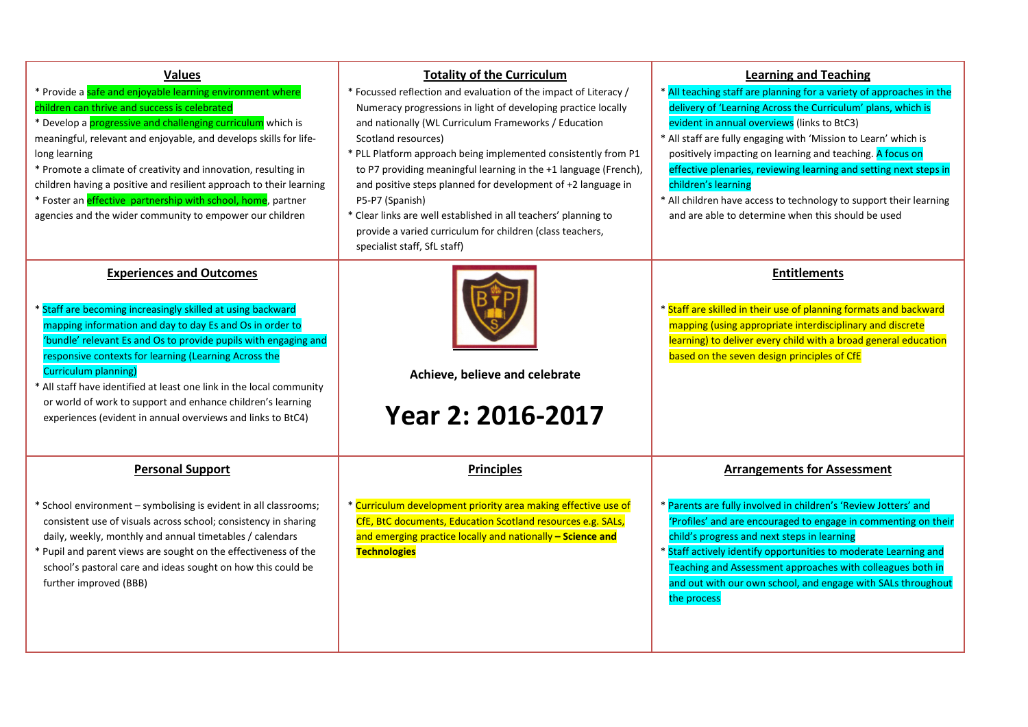### Values

* Provide a safe and enjoyable learning environment where children can thrive and success is celebrated
* Develop a progressive and challenging curriculum which is meaningful, relevant and enjoyable, and develops skills for life-long learning
* Promote a climate of creativity and innovation, resulting in children having a positive and resilient approach to their learning
* Foster an effective partnership with school, home, partner agencies and the wider community to empower our children

### Totality of the Curriculum

* Focussed reflection and evaluation of the impact of Literacy / Numeracy progressions in light of developing practice locally and nationally (WL Curriculum Frameworks / Education Scotland resources)
* PLL Platform approach being implemented consistently from P1 to P7 providing meaningful learning in the +1 language (French), and positive steps planned for development of +2 language in P5-P7 (Spanish)
* Clear links are well established in all teachers' planning to provide a varied curriculum for children (class teachers, specialist staff, SfL staff)

### Learning and Teaching

* All teaching staff are planning for a variety of approaches in the delivery of 'Learning Across the Curriculum' plans, which is evident in annual overviews (links to BtC3)
* All staff are fully engaging with 'Mission to Learn' which is positively impacting on learning and teaching. A focus on effective plenaries, reviewing learning and setting next steps in children's learning
* All children have access to technology to support their learning and are able to determine when this should be used

### Experiences and Outcomes

* Staff are becoming increasingly skilled at using backward mapping information and day to day Es and Os in order to 'bundle' relevant Es and Os to provide pupils with engaging and responsive contexts for learning (Learning Across the Curriculum planning)
* All staff have identified at least one link in the local community or world of work to support and enhance children's learning experiences (evident in annual overviews and links to BtC4)

**Achieve, believe and celebrate**

# Year 2: 2016-2017

### Entitlements

* Staff are skilled in their use of planning formats and backward mapping (using appropriate interdisciplinary and discrete learning) to deliver every child with a broad general education based on the seven design principles of CfE

### Personal Support

* School environment – symbolising is evident in all classrooms; consistent use of visuals across school; consistency in sharing daily, weekly, monthly and annual timetables / calendars
* Pupil and parent views are sought on the effectiveness of the school's pastoral care and ideas sought on how this could be further improved (BBB)

### Principles

* Curriculum development priority area making effective use of CfE, BtC documents, Education Scotland resources e.g. SALs, and emerging practice locally and nationally **– Science and Technologies**

### Arrangements for Assessment

* Parents are fully involved in children's 'Review Jotters' and 'Profiles' and are encouraged to engage in commenting on their child's progress and next steps in learning
* Staff actively identify opportunities to moderate Learning and Teaching and Assessment approaches with colleagues both in and out with our own school, and engage with SALs throughout the process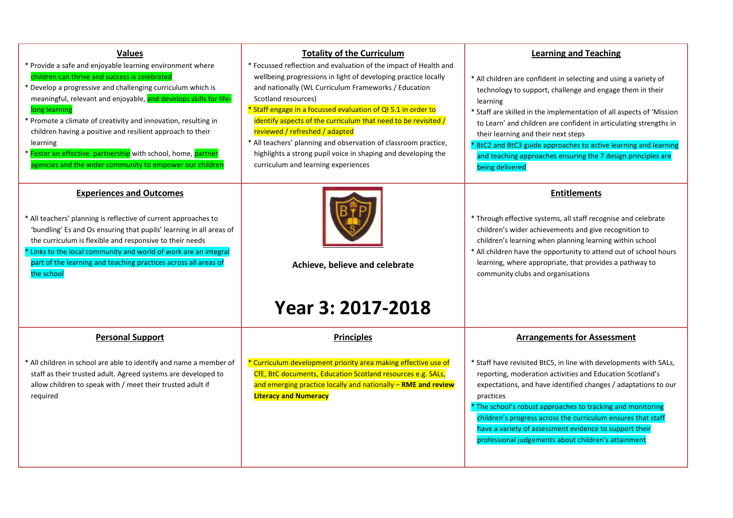## Values

* Provide a safe and enjoyable learning environment where children can thrive and success is celebrated
* Develop a progressive and challenging curriculum which is meaningful, relevant and enjoyable, and develops skills for life-long learning
* Promote a climate of creativity and innovation, resulting in children having a positive and resilient approach to their learning
* Foster an effective partnership with school, home, partner agencies and the wider community to empower our children

## Totality of the Curriculum

* Focussed reflection and evaluation of the impact of Health and wellbeing progressions in light of developing practice locally and nationally (WL Curriculum Frameworks / Education Scotland resources)
* Staff engage in a focussed evaluation of QI 5.1 in order to identify aspects of the curriculum that need to be revisited / reviewed / refreshed / adapted
* All teachers' planning and observation of classroom practice, highlights a strong pupil voice in shaping and developing the curriculum and learning experiences

## Learning and Teaching

* All children are confident in selecting and using a variety of technology to support, challenge and engage them in their learning
* Staff are skilled in the implementation of all aspects of 'Mission to Learn' and children are confident in articulating strengths in their learning and their next steps
* BtC2 and BtC3 guide approaches to active learning and learning and teaching approaches ensuring the 7 design principles are being delivered

## Experiences and Outcomes

* All teachers' planning is reflective of current approaches to 'bundling' Es and Os ensuring that pupils' learning in all areas of the curriculum is flexible and responsive to their needs
* Links to the local community and world of work are an integral part of the learning and teaching practices across all areas of the school

**Achieve, believe and celebrate**

# Year 3: 2017-2018

## Entitlements

* Through effective systems, all staff recognise and celebrate children's wider achievements and give recognition to children's learning when planning learning within school
* All children have the opportunity to attend out of school hours learning, where appropriate, that provides a pathway to community clubs and organisations

## Personal Support

* All children in school are able to identify and name a member of staff as their trusted adult. Agreed systems are developed to allow children to speak with / meet their trusted adult if required

## Principles

* Curriculum development priority area making effective use of CfE, BtC documents, Education Scotland resources e.g. SALs, and emerging practice locally and nationally – **RME and review Literacy and Numeracy**

## Arrangements for Assessment

* Staff have revisited BtC5, in line with developments with SALs, reporting, moderation activities and Education Scotland's expectations, and have identified changes / adaptations to our practices
* The school's robust approaches to tracking and monitoring children's progress across the curriculum ensures that staff have a variety of assessment evidence to support their professional judgements about children's attainment